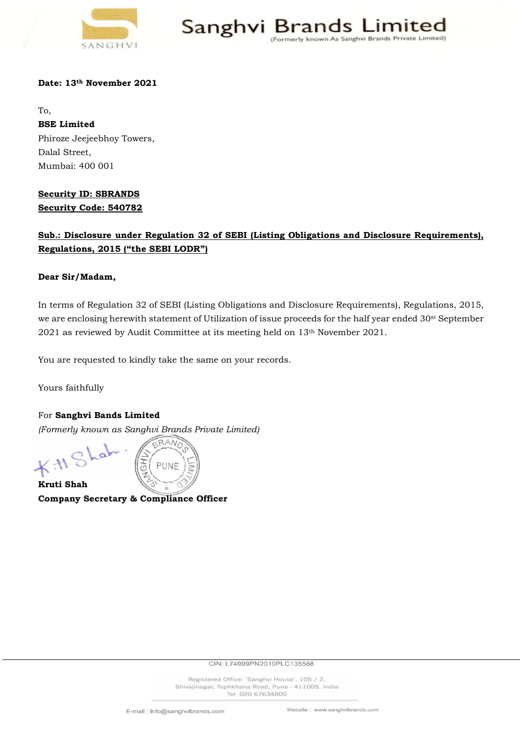# Sanghvi Brands Limited

(Formerly known As Sanghvi Brands Private Limited)

**Date: 13th November 2021**

To,
**BSE Limited**
Phiroze Jeejeebhoy Towers,
Dalal Street,
Mumbai: 400 001

**Security ID: SBRANDS**
**Security Code: 540782**

**Sub.: Disclosure under Regulation 32 of SEBI (Listing Obligations and Disclosure Requirements), Regulations, 2015 ("the SEBI LODR")**

**Dear Sir/Madam,**

In terms of Regulation 32 of SEBI (Listing Obligations and Disclosure Requirements), Regulations, 2015, we are enclosing herewith statement of Utilization of issue proceeds for the half year ended 30st September 2021 as reviewed by Audit Committee at its meeting held on 13th November 2021.

You are requested to kindly take the same on your records.

Yours faithfully

For **Sanghvi Bands Limited**
*(Formerly known as Sanghvi Brands Private Limited)*

**Kruti Shah**
**Company Secretary & Compliance Officer**

CIN: L74999PN2010PLC135586

Registered Office: 'Sanghvi House', 105 / 2, Shivajinagar, Tophkhana Road, Pune - 411005. India
Tel 020 67634800

E-mail : info@sanghvibrands.com
Website : www.sanghvibrands.com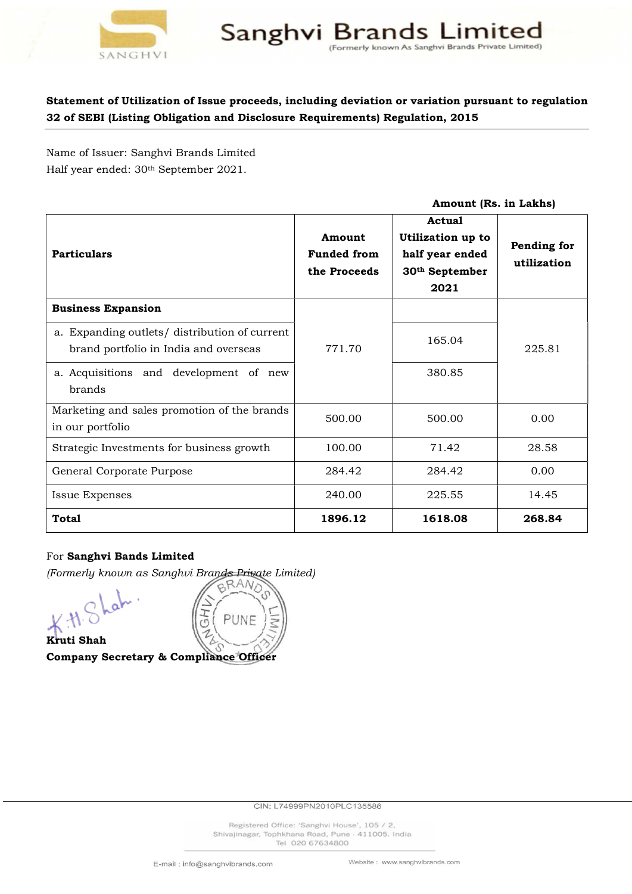# Sanghvi Brands Limited

(Formerly known As Sanghvi Brands Private Limited)

**Statement of Utilization of Issue proceeds, including deviation or variation pursuant to regulation 32 of SEBI (Listing Obligation and Disclosure Requirements) Regulation, 2015**

Name of Issuer: Sanghvi Brands Limited
Half year ended: 30th September 2021.

**Amount (Rs. in Lakhs)**

| **Particulars** | **Amount Funded from the Proceeds** | **Actual Utilization up to half year ended 30th September 2021** | **Pending for utilization** |
|---|---|---|---|
| **Business Expansion** | 771.70 | | 225.81 |
| a. Expanding outlets/ distribution of current brand portfolio in India and overseas | | 165.04 | |
| a. Acquisitions and development of new brands | | 380.85 | |
| Marketing and sales promotion of the brands in our portfolio | 500.00 | 500.00 | 0.00 |
| Strategic Investments for business growth | 100.00 | 71.42 | 28.58 |
| General Corporate Purpose | 284.42 | 284.42 | 0.00 |
| Issue Expenses | 240.00 | 225.55 | 14.45 |
| **Total** | **1896.12** | **1618.08** | **268.84** |

For **Sanghvi Bands Limited**
*(Formerly known as Sanghvi Brands Private Limited)*

**Kruti Shah**
**Company Secretary & Compliance Officer**

CIN: L74999PN2010PLC135586

Registered Office: 'Sanghvi House', 105 / 2, Shivajinagar, Tophkhana Road, Pune - 411005, India
Tel 020 67634800

E-mail : info@sanghvibrands.com Website : www.sanghvibrands.com